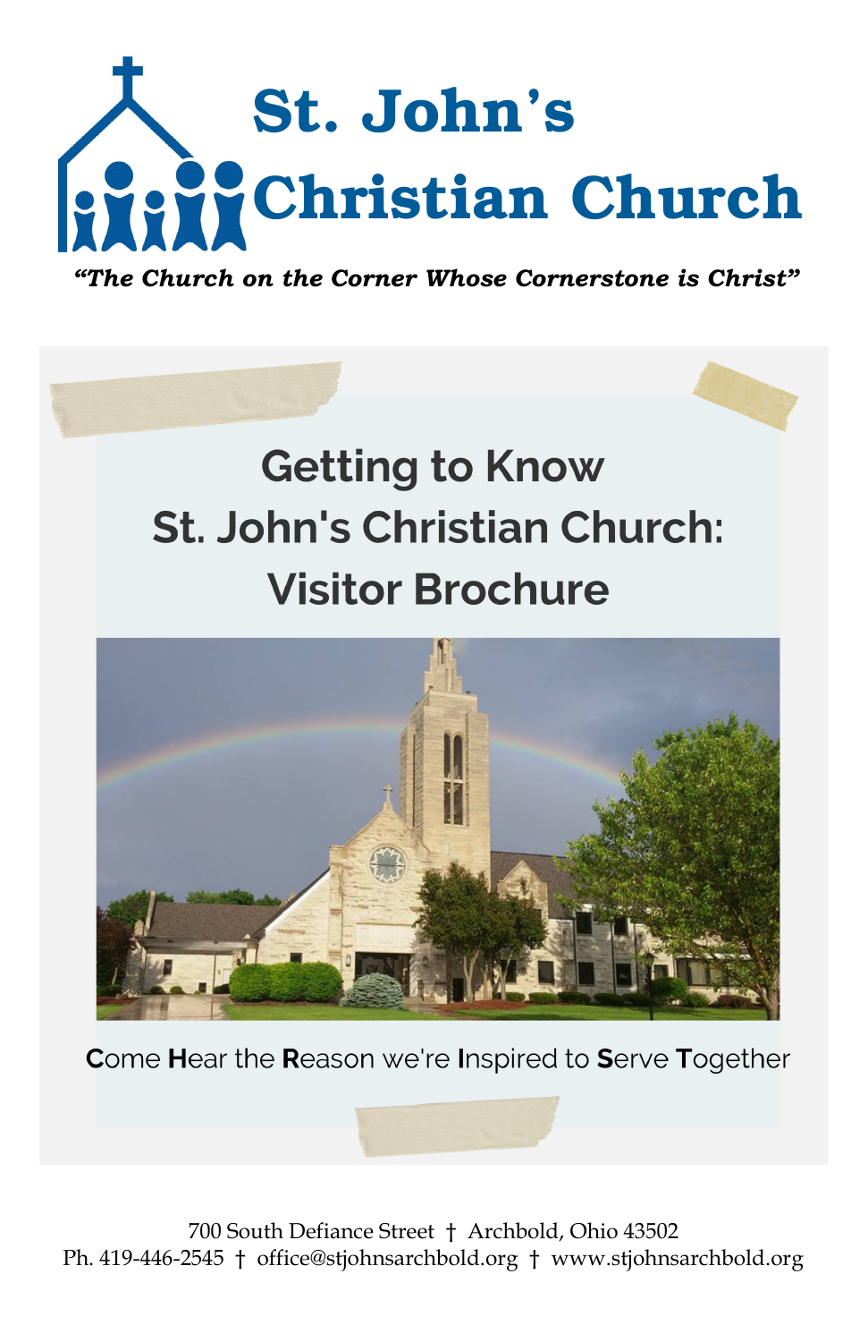# St. John's Christian Church

*"The Church on the Corner Whose Cornerstone is Christ"*

## Getting to Know St. John's Christian Church: Visitor Brochure

**C**ome **H**ear the **R**eason we're **I**nspired to **S**erve **T**ogether

700 South Defiance Street † Archbold, Ohio 43502
Ph. 419-446-2545 † office@stjohnsarchbold.org † www.stjohnsarchbold.org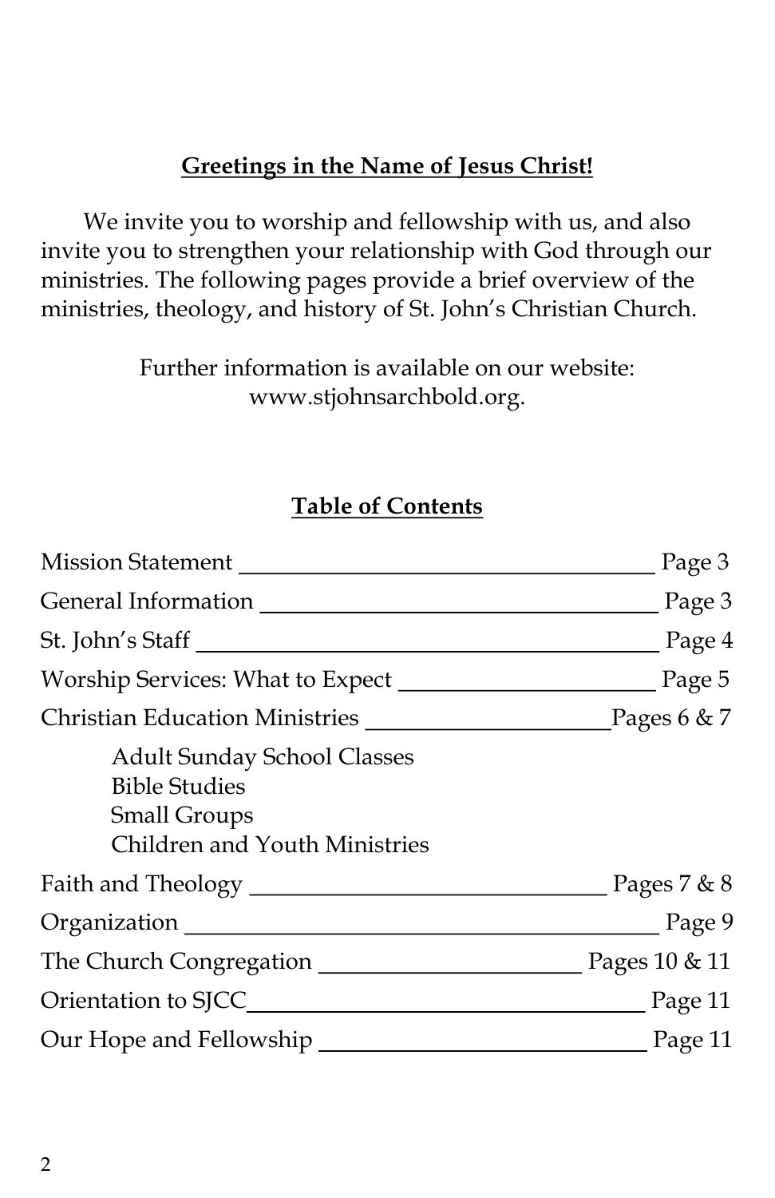## Greetings in the Name of Jesus Christ!

We invite you to worship and fellowship with us, and also invite you to strengthen your relationship with God through our ministries. The following pages provide a brief overview of the ministries, theology, and history of St. John's Christian Church.

Further information is available on our website: www.stjohnsarchbold.org.

## Table of Contents

| Section | Page |
| --- | --- |
| Mission Statement | Page 3 |
| General Information | Page 3 |
| St. John's Staff | Page 4 |
| Worship Services: What to Expect | Page 5 |
| Christian Education Ministries | Pages 6 & 7 |
| &nbsp;&nbsp;&nbsp;&nbsp;Adult Sunday School Classes | |
| &nbsp;&nbsp;&nbsp;&nbsp;Bible Studies | |
| &nbsp;&nbsp;&nbsp;&nbsp;Small Groups | |
| &nbsp;&nbsp;&nbsp;&nbsp;Children and Youth Ministries | |
| Faith and Theology | Pages 7 & 8 |
| Organization | Page 9 |
| The Church Congregation | Pages 10 & 11 |
| Orientation to SJCC | Page 11 |
| Our Hope and Fellowship | Page 11 |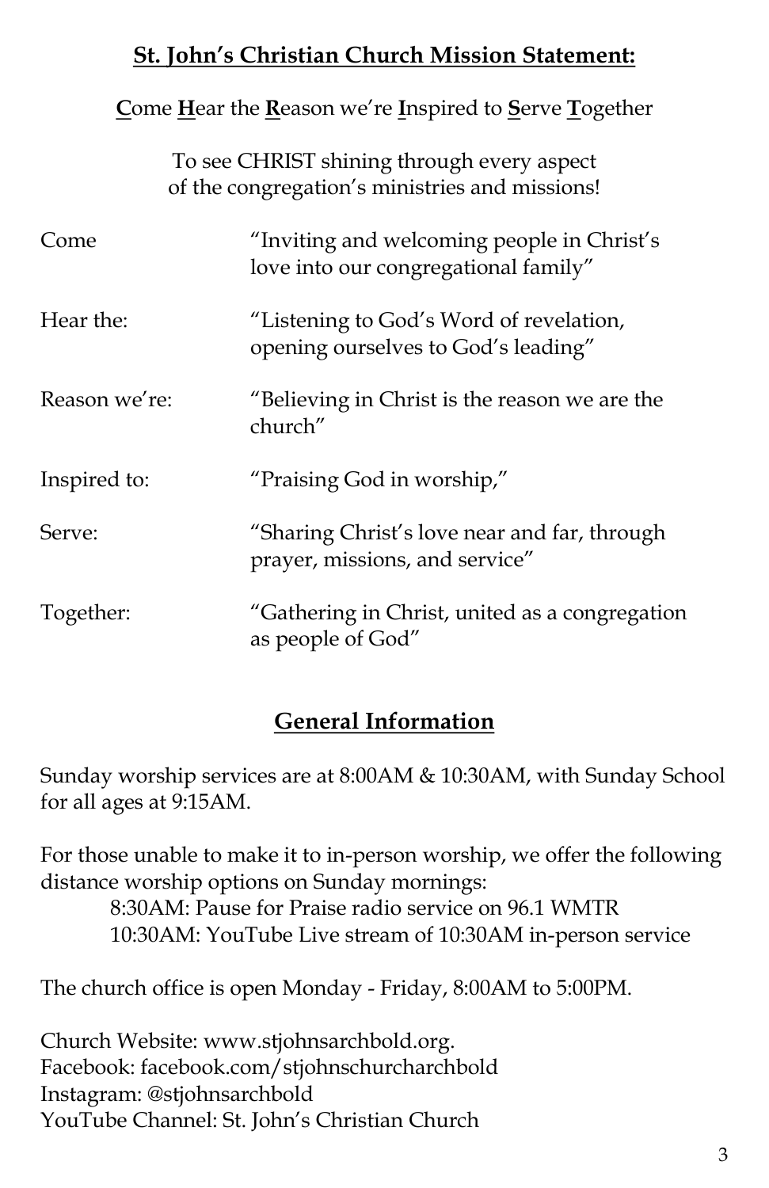## St. John's Christian Church Mission Statement:

**C**ome **H**ear the **R**eason we're **I**nspired to **S**erve **T**ogether

To see CHRIST shining through every aspect of the congregation's ministries and missions!

| | |
|---|---|
| Come | "Inviting and welcoming people in Christ's love into our congregational family" |
| Hear the: | "Listening to God's Word of revelation, opening ourselves to God's leading" |
| Reason we're: | "Believing in Christ is the reason we are the church" |
| Inspired to: | "Praising God in worship," |
| Serve: | "Sharing Christ's love near and far, through prayer, missions, and service" |
| Together: | "Gathering in Christ, united as a congregation as people of God" |

## General Information

Sunday worship services are at 8:00AM & 10:30AM, with Sunday School for all ages at 9:15AM.

For those unable to make it to in-person worship, we offer the following distance worship options on Sunday mornings:

8:30AM: Pause for Praise radio service on 96.1 WMTR
10:30AM: YouTube Live stream of 10:30AM in-person service

The church office is open Monday - Friday, 8:00AM to 5:00PM.

Church Website: www.stjohnsarchbold.org.
Facebook: facebook.com/stjohnschurcharchbold
Instagram: @stjohnsarchbold
YouTube Channel: St. John's Christian Church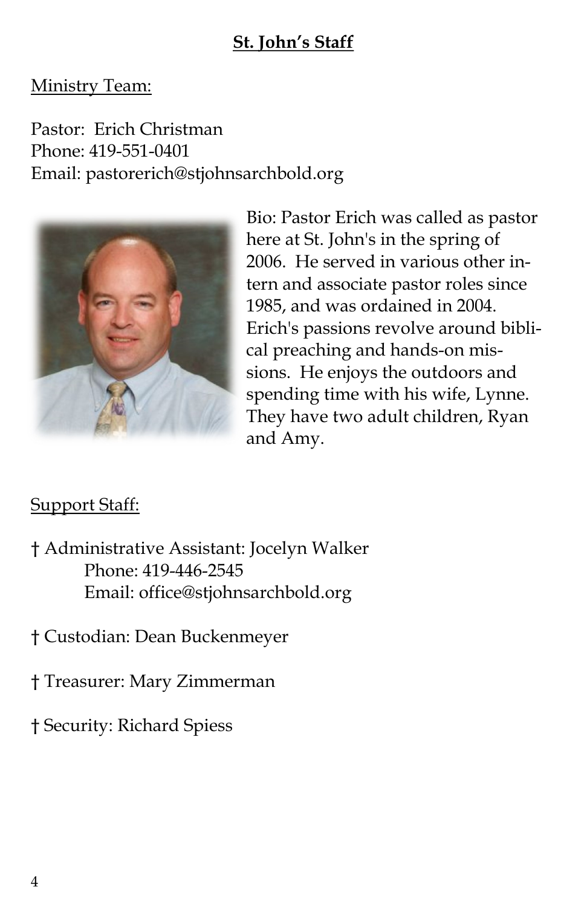## St. John's Staff

Ministry Team:

Pastor: Erich Christman
Phone: 419-551-0401
Email: pastorerich@stjohnsarchbold.org

Bio: Pastor Erich was called as pastor here at St. John's in the spring of 2006. He served in various other intern and associate pastor roles since 1985, and was ordained in 2004. Erich's passions revolve around biblical preaching and hands-on missions. He enjoys the outdoors and spending time with his wife, Lynne. They have two adult children, Ryan and Amy.

Support Staff:

† Administrative Assistant: Jocelyn Walker
  Phone: 419-446-2545
  Email: office@stjohnsarchbold.org

† Custodian: Dean Buckenmeyer

† Treasurer: Mary Zimmerman

† Security: Richard Spiess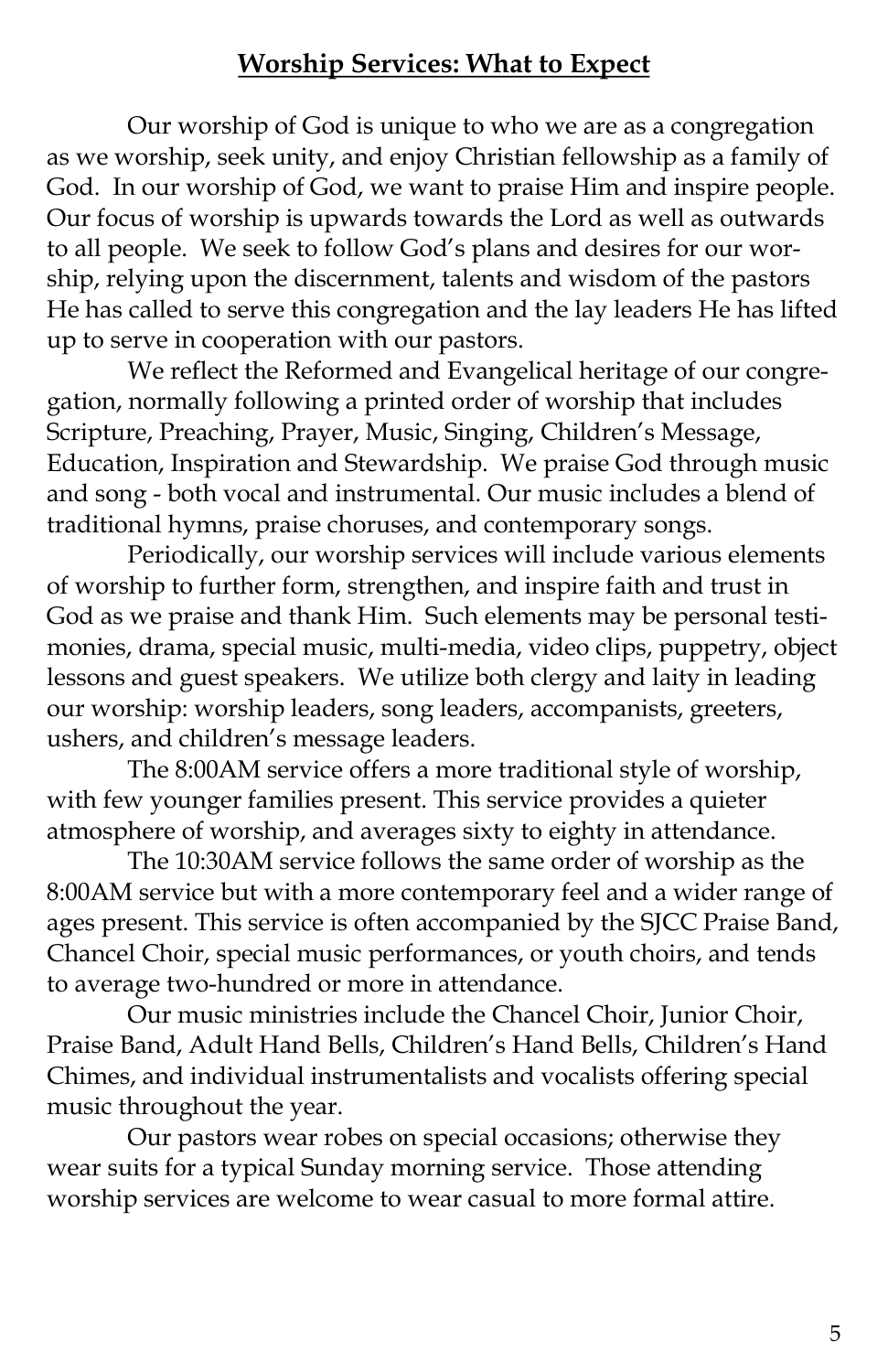## Worship Services: What to Expect

Our worship of God is unique to who we are as a congregation as we worship, seek unity, and enjoy Christian fellowship as a family of God. In our worship of God, we want to praise Him and inspire people. Our focus of worship is upwards towards the Lord as well as outwards to all people. We seek to follow God's plans and desires for our worship, relying upon the discernment, talents and wisdom of the pastors He has called to serve this congregation and the lay leaders He has lifted up to serve in cooperation with our pastors.

We reflect the Reformed and Evangelical heritage of our congregation, normally following a printed order of worship that includes Scripture, Preaching, Prayer, Music, Singing, Children's Message, Education, Inspiration and Stewardship. We praise God through music and song - both vocal and instrumental. Our music includes a blend of traditional hymns, praise choruses, and contemporary songs.

Periodically, our worship services will include various elements of worship to further form, strengthen, and inspire faith and trust in God as we praise and thank Him. Such elements may be personal testimonies, drama, special music, multi-media, video clips, puppetry, object lessons and guest speakers. We utilize both clergy and laity in leading our worship: worship leaders, song leaders, accompanists, greeters, ushers, and children's message leaders.

The 8:00AM service offers a more traditional style of worship, with few younger families present. This service provides a quieter atmosphere of worship, and averages sixty to eighty in attendance.

The 10:30AM service follows the same order of worship as the 8:00AM service but with a more contemporary feel and a wider range of ages present. This service is often accompanied by the SJCC Praise Band, Chancel Choir, special music performances, or youth choirs, and tends to average two-hundred or more in attendance.

Our music ministries include the Chancel Choir, Junior Choir, Praise Band, Adult Hand Bells, Children's Hand Bells, Children's Hand Chimes, and individual instrumentalists and vocalists offering special music throughout the year.

Our pastors wear robes on special occasions; otherwise they wear suits for a typical Sunday morning service. Those attending worship services are welcome to wear casual to more formal attire.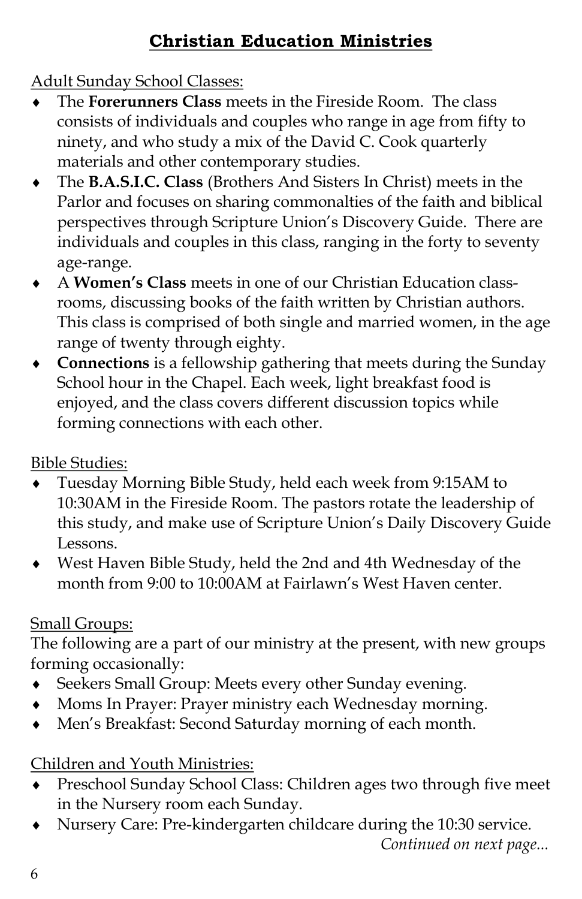## Christian Education Ministries

Adult Sunday School Classes:

- The **Forerunners Class** meets in the Fireside Room. The class consists of individuals and couples who range in age from fifty to ninety, and who study a mix of the David C. Cook quarterly materials and other contemporary studies.
- The **B.A.S.I.C. Class** (Brothers And Sisters In Christ) meets in the Parlor and focuses on sharing commonalties of the faith and biblical perspectives through Scripture Union's Discovery Guide. There are individuals and couples in this class, ranging in the forty to seventy age-range.
- A **Women's Class** meets in one of our Christian Education classrooms, discussing books of the faith written by Christian authors. This class is comprised of both single and married women, in the age range of twenty through eighty.
- **Connections** is a fellowship gathering that meets during the Sunday School hour in the Chapel. Each week, light breakfast food is enjoyed, and the class covers different discussion topics while forming connections with each other.

Bible Studies:

- Tuesday Morning Bible Study, held each week from 9:15AM to 10:30AM in the Fireside Room. The pastors rotate the leadership of this study, and make use of Scripture Union's Daily Discovery Guide Lessons.
- West Haven Bible Study, held the 2nd and 4th Wednesday of the month from 9:00 to 10:00AM at Fairlawn's West Haven center.

Small Groups:

The following are a part of our ministry at the present, with new groups forming occasionally:

- Seekers Small Group: Meets every other Sunday evening.
- Moms In Prayer: Prayer ministry each Wednesday morning.
- Men's Breakfast: Second Saturday morning of each month.

Children and Youth Ministries:

- Preschool Sunday School Class: Children ages two through five meet in the Nursery room each Sunday.
- Nursery Care: Pre-kindergarten childcare during the 10:30 service.

*Continued on next page...*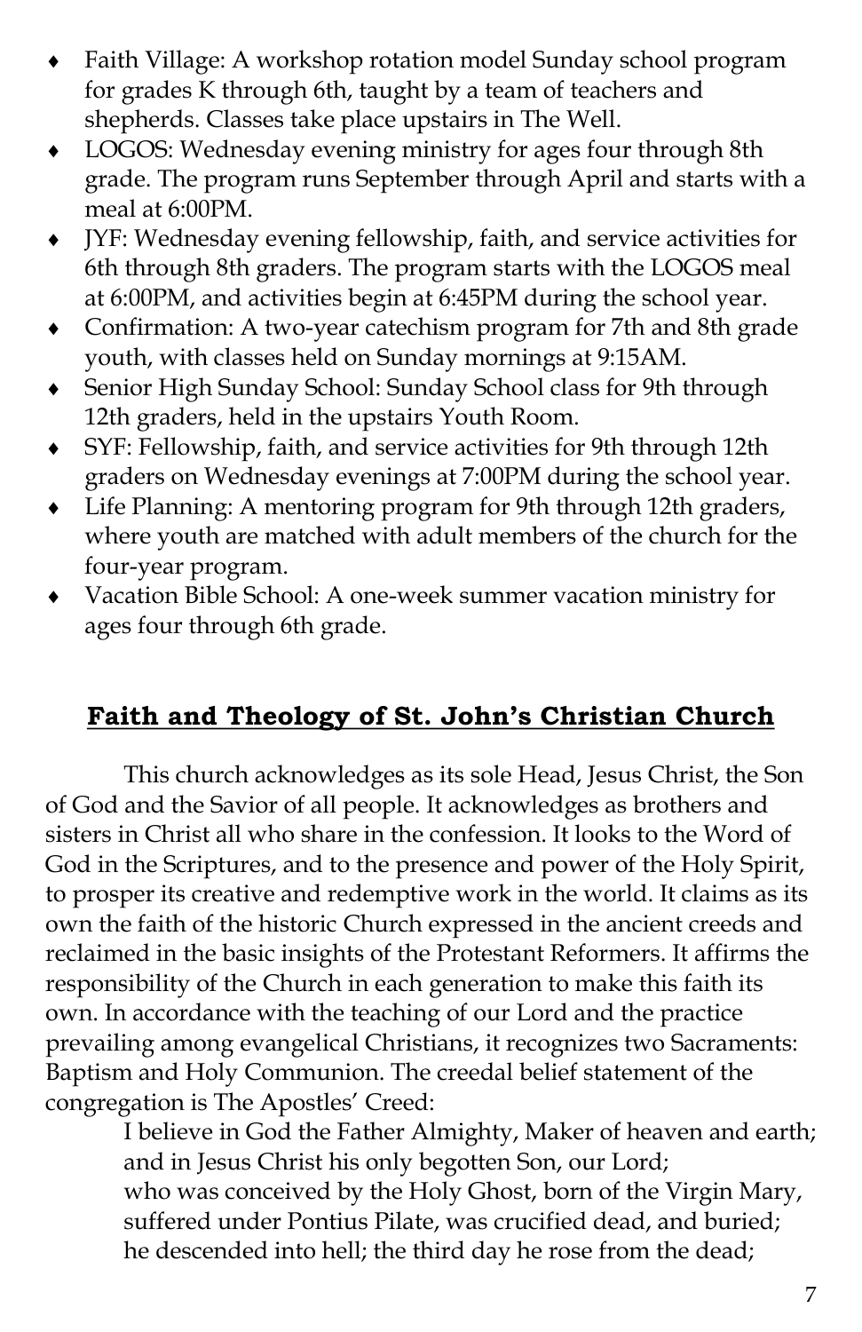- Faith Village: A workshop rotation model Sunday school program for grades K through 6th, taught by a team of teachers and shepherds. Classes take place upstairs in The Well.
- LOGOS: Wednesday evening ministry for ages four through 8th grade. The program runs September through April and starts with a meal at 6:00PM.
- JYF: Wednesday evening fellowship, faith, and service activities for 6th through 8th graders. The program starts with the LOGOS meal at 6:00PM, and activities begin at 6:45PM during the school year.
- Confirmation: A two-year catechism program for 7th and 8th grade youth, with classes held on Sunday mornings at 9:15AM.
- Senior High Sunday School: Sunday School class for 9th through 12th graders, held in the upstairs Youth Room.
- SYF: Fellowship, faith, and service activities for 9th through 12th graders on Wednesday evenings at 7:00PM during the school year.
- Life Planning: A mentoring program for 9th through 12th graders, where youth are matched with adult members of the church for the four-year program.
- Vacation Bible School: A one-week summer vacation ministry for ages four through 6th grade.

## Faith and Theology of St. John's Christian Church

This church acknowledges as its sole Head, Jesus Christ, the Son of God and the Savior of all people. It acknowledges as brothers and sisters in Christ all who share in the confession. It looks to the Word of God in the Scriptures, and to the presence and power of the Holy Spirit, to prosper its creative and redemptive work in the world. It claims as its own the faith of the historic Church expressed in the ancient creeds and reclaimed in the basic insights of the Protestant Reformers. It affirms the responsibility of the Church in each generation to make this faith its own. In accordance with the teaching of our Lord and the practice prevailing among evangelical Christians, it recognizes two Sacraments: Baptism and Holy Communion. The creedal belief statement of the congregation is The Apostles' Creed:

> I believe in God the Father Almighty, Maker of heaven and earth;
> and in Jesus Christ his only begotten Son, our Lord;
> who was conceived by the Holy Ghost, born of the Virgin Mary,
> suffered under Pontius Pilate, was crucified dead, and buried;
> he descended into hell; the third day he rose from the dead;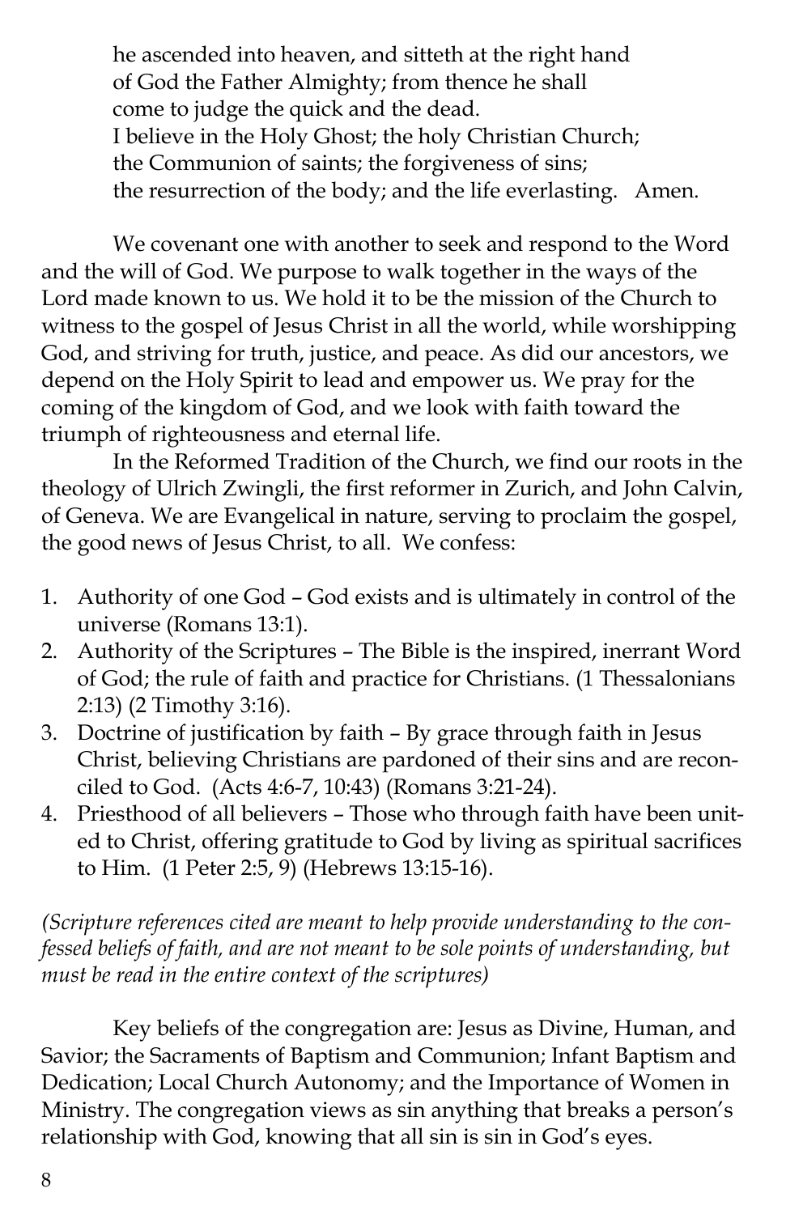he ascended into heaven, and sitteth at the right hand
of God the Father Almighty; from thence he shall
come to judge the quick and the dead.
I believe in the Holy Ghost; the holy Christian Church;
the Communion of saints; the forgiveness of sins;
the resurrection of the body; and the life everlasting. Amen.

We covenant one with another to seek and respond to the Word and the will of God. We purpose to walk together in the ways of the Lord made known to us. We hold it to be the mission of the Church to witness to the gospel of Jesus Christ in all the world, while worshipping God, and striving for truth, justice, and peace. As did our ancestors, we depend on the Holy Spirit to lead and empower us. We pray for the coming of the kingdom of God, and we look with faith toward the triumph of righteousness and eternal life.

In the Reformed Tradition of the Church, we find our roots in the theology of Ulrich Zwingli, the first reformer in Zurich, and John Calvin, of Geneva. We are Evangelical in nature, serving to proclaim the gospel, the good news of Jesus Christ, to all. We confess:

1. Authority of one God – God exists and is ultimately in control of the universe (Romans 13:1).
2. Authority of the Scriptures – The Bible is the inspired, inerrant Word of God; the rule of faith and practice for Christians. (1 Thessalonians 2:13) (2 Timothy 3:16).
3. Doctrine of justification by faith – By grace through faith in Jesus Christ, believing Christians are pardoned of their sins and are reconciled to God. (Acts 4:6-7, 10:43) (Romans 3:21-24).
4. Priesthood of all believers – Those who through faith have been united to Christ, offering gratitude to God by living as spiritual sacrifices to Him. (1 Peter 2:5, 9) (Hebrews 13:15-16).

*(Scripture references cited are meant to help provide understanding to the confessed beliefs of faith, and are not meant to be sole points of understanding, but must be read in the entire context of the scriptures)*

Key beliefs of the congregation are: Jesus as Divine, Human, and Savior; the Sacraments of Baptism and Communion; Infant Baptism and Dedication; Local Church Autonomy; and the Importance of Women in Ministry. The congregation views as sin anything that breaks a person's relationship with God, knowing that all sin is sin in God's eyes.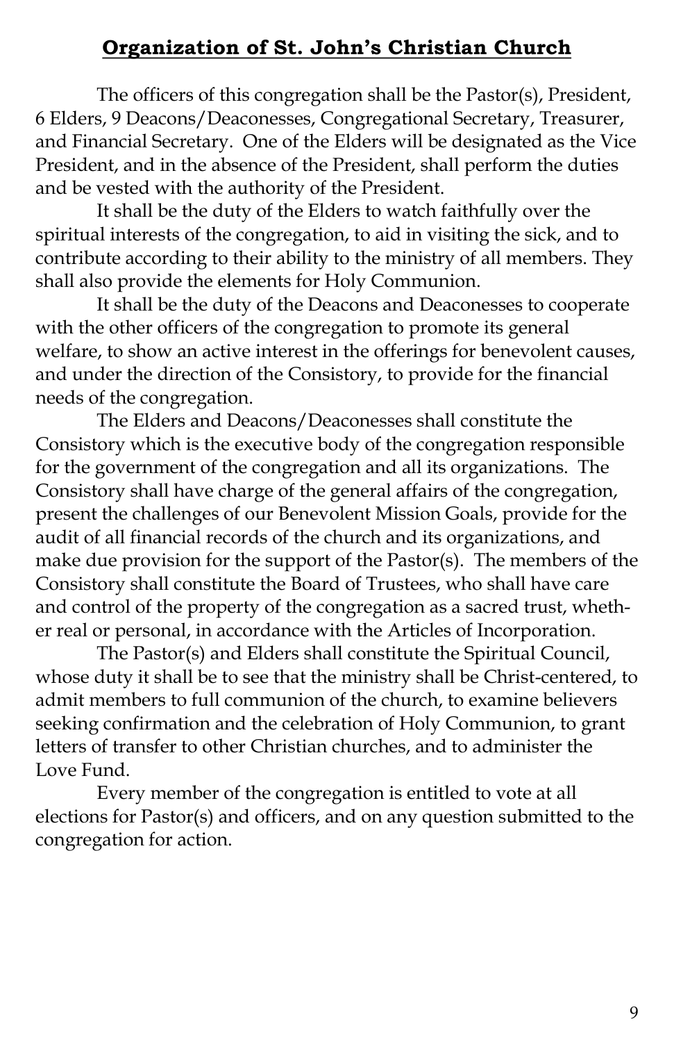# **Organization of St. John's Christian Church**

The officers of this congregation shall be the Pastor(s), President, 6 Elders, 9 Deacons/Deaconesses, Congregational Secretary, Treasurer, and Financial Secretary. One of the Elders will be designated as the Vice President, and in the absence of the President, shall perform the duties and be vested with the authority of the President.

It shall be the duty of the Elders to watch faithfully over the spiritual interests of the congregation, to aid in visiting the sick, and to contribute according to their ability to the ministry of all members. They shall also provide the elements for Holy Communion.

It shall be the duty of the Deacons and Deaconesses to cooperate with the other officers of the congregation to promote its general welfare, to show an active interest in the offerings for benevolent causes, and under the direction of the Consistory, to provide for the financial needs of the congregation.

The Elders and Deacons/Deaconesses shall constitute the Consistory which is the executive body of the congregation responsible for the government of the congregation and all its organizations. The Consistory shall have charge of the general affairs of the congregation, present the challenges of our Benevolent Mission Goals, provide for the audit of all financial records of the church and its organizations, and make due provision for the support of the Pastor(s). The members of the Consistory shall constitute the Board of Trustees, who shall have care and control of the property of the congregation as a sacred trust, whether real or personal, in accordance with the Articles of Incorporation.

The Pastor(s) and Elders shall constitute the Spiritual Council, whose duty it shall be to see that the ministry shall be Christ-centered, to admit members to full communion of the church, to examine believers seeking confirmation and the celebration of Holy Communion, to grant letters of transfer to other Christian churches, and to administer the Love Fund.

Every member of the congregation is entitled to vote at all elections for Pastor(s) and officers, and on any question submitted to the congregation for action.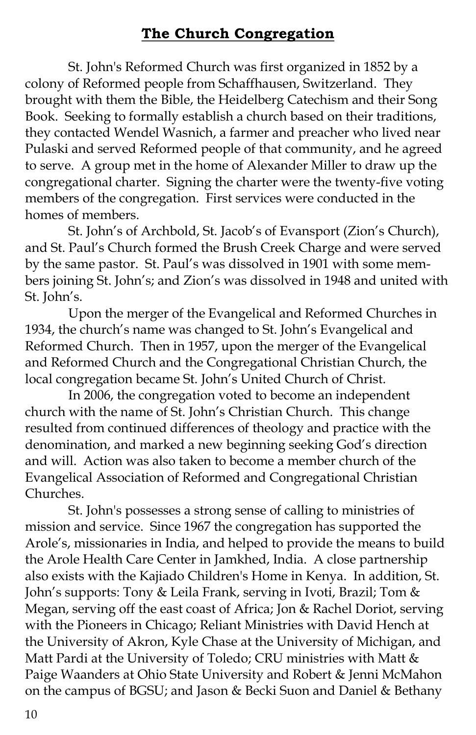## The Church Congregation

St. John's Reformed Church was first organized in 1852 by a colony of Reformed people from Schaffhausen, Switzerland. They brought with them the Bible, the Heidelberg Catechism and their Song Book. Seeking to formally establish a church based on their traditions, they contacted Wendel Wasnich, a farmer and preacher who lived near Pulaski and served Reformed people of that community, and he agreed to serve. A group met in the home of Alexander Miller to draw up the congregational charter. Signing the charter were the twenty-five voting members of the congregation. First services were conducted in the homes of members.

St. John's of Archbold, St. Jacob's of Evansport (Zion's Church), and St. Paul's Church formed the Brush Creek Charge and were served by the same pastor. St. Paul's was dissolved in 1901 with some members joining St. John's; and Zion's was dissolved in 1948 and united with St. John's.

Upon the merger of the Evangelical and Reformed Churches in 1934, the church's name was changed to St. John's Evangelical and Reformed Church. Then in 1957, upon the merger of the Evangelical and Reformed Church and the Congregational Christian Church, the local congregation became St. John's United Church of Christ.

In 2006, the congregation voted to become an independent church with the name of St. John's Christian Church. This change resulted from continued differences of theology and practice with the denomination, and marked a new beginning seeking God's direction and will. Action was also taken to become a member church of the Evangelical Association of Reformed and Congregational Christian Churches.

St. John's possesses a strong sense of calling to ministries of mission and service. Since 1967 the congregation has supported the Arole's, missionaries in India, and helped to provide the means to build the Arole Health Care Center in Jamkhed, India. A close partnership also exists with the Kajiado Children's Home in Kenya. In addition, St. John's supports: Tony & Leila Frank, serving in Ivoti, Brazil; Tom & Megan, serving off the east coast of Africa; Jon & Rachel Doriot, serving with the Pioneers in Chicago; Reliant Ministries with David Hench at the University of Akron, Kyle Chase at the University of Michigan, and Matt Pardi at the University of Toledo; CRU ministries with Matt & Paige Waanders at Ohio State University and Robert & Jenni McMahon on the campus of BGSU; and Jason & Becki Suon and Daniel & Bethany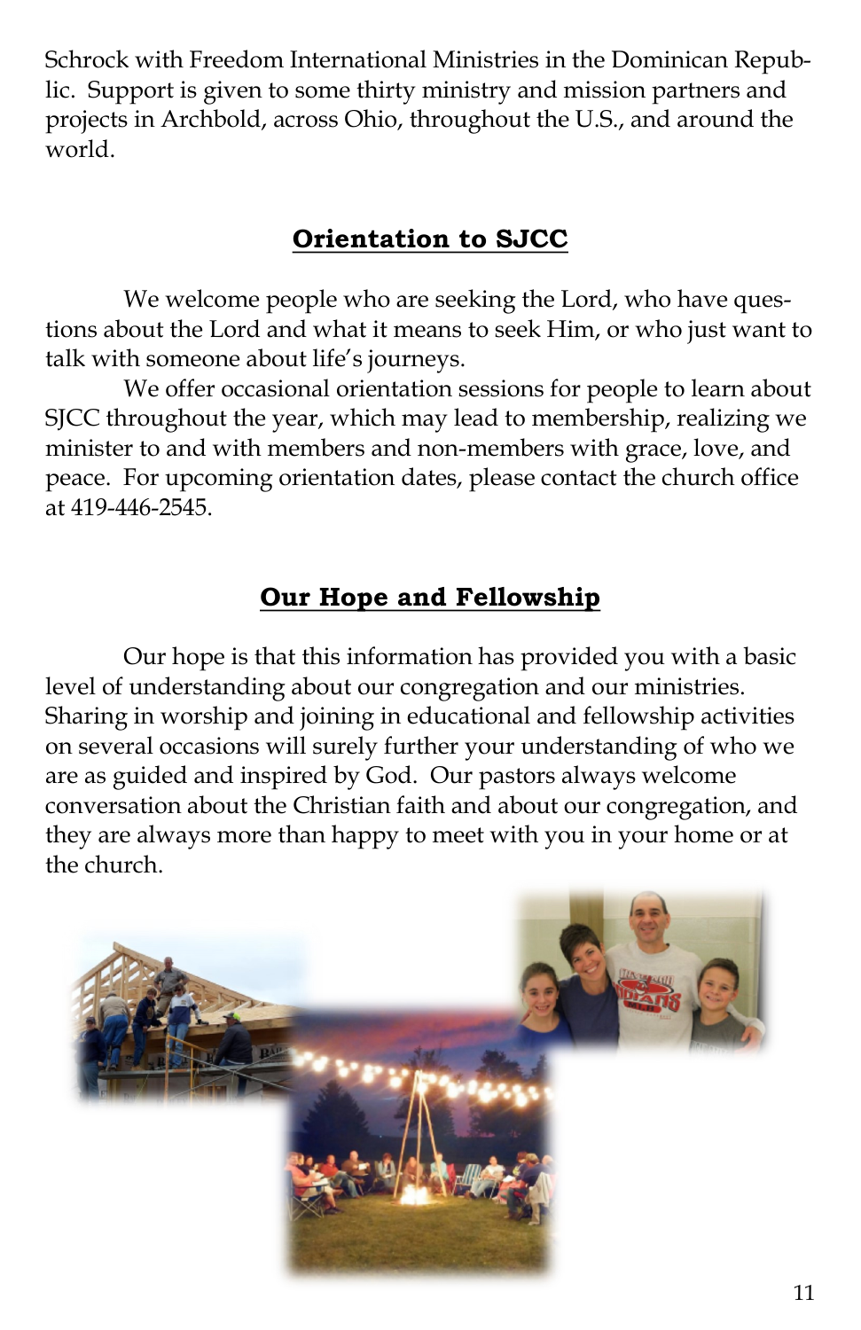Schrock with Freedom International Ministries in the Dominican Republic. Support is given to some thirty ministry and mission partners and projects in Archbold, across Ohio, throughout the U.S., and around the world.

## Orientation to SJCC

We welcome people who are seeking the Lord, who have questions about the Lord and what it means to seek Him, or who just want to talk with someone about life's journeys.

We offer occasional orientation sessions for people to learn about SJCC throughout the year, which may lead to membership, realizing we minister to and with members and non-members with grace, love, and peace. For upcoming orientation dates, please contact the church office at 419-446-2545.

## Our Hope and Fellowship

Our hope is that this information has provided you with a basic level of understanding about our congregation and our ministries. Sharing in worship and joining in educational and fellowship activities on several occasions will surely further your understanding of who we are as guided and inspired by God. Our pastors always welcome conversation about the Christian faith and about our congregation, and they are always more than happy to meet with you in your home or at the church.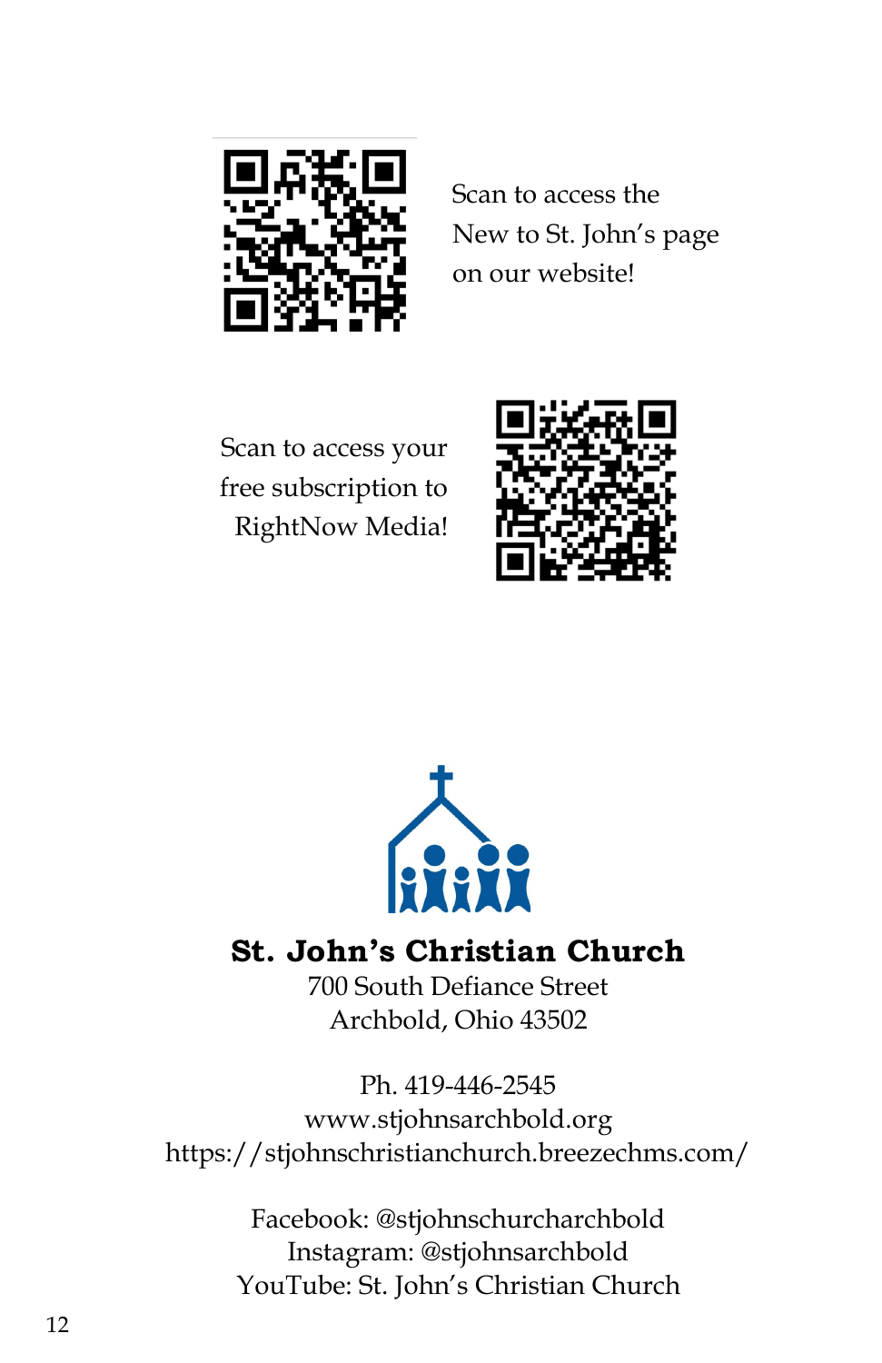Scan to access the New to St. John's page on our website!

Scan to access your free subscription to RightNow Media!

**St. John's Christian Church**

700 South Defiance Street
Archbold, Ohio 43502

Ph. 419-446-2545
www.stjohnsarchbold.org
https://stjohnschristianchurch.breezechms.com/

Facebook: @stjohnschurcharchbold
Instagram: @stjohnsarchbold
YouTube: St. John's Christian Church